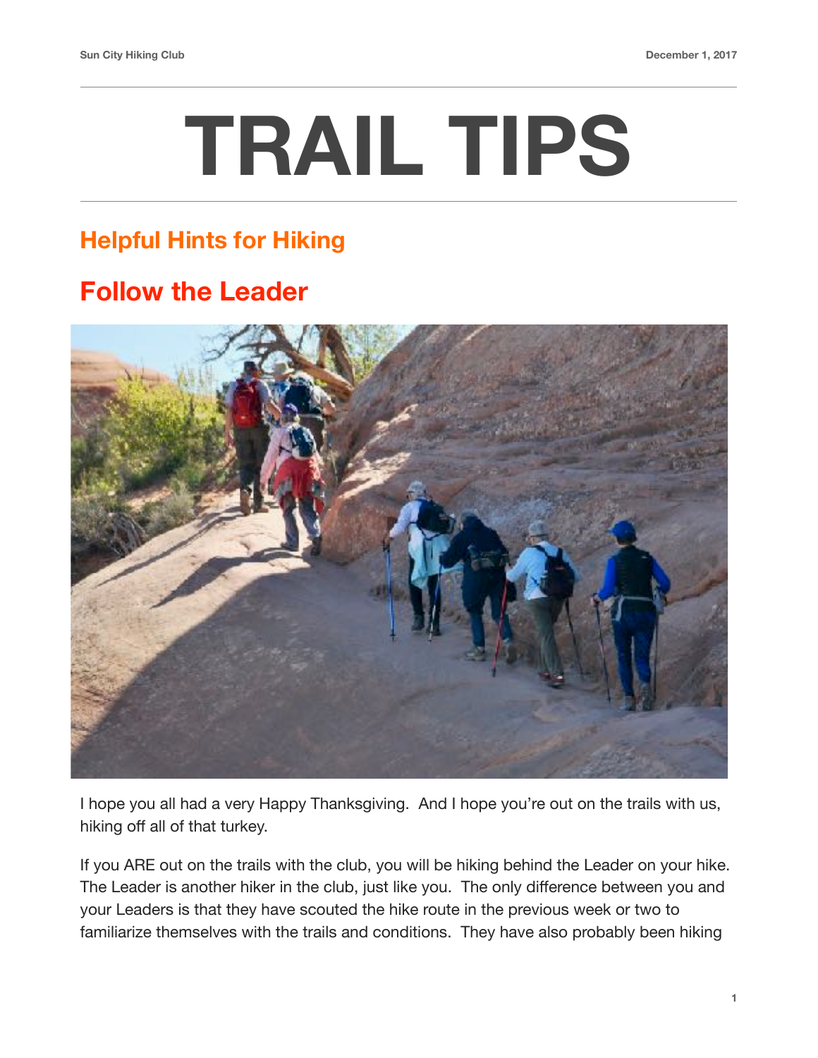# TRAIL TIPS

## Helpful Hints for Hiking

## Follow the Leader

I hope you all had a very Happy Thanksgiving. And I hope you're out on the trails with us, hiking off all of that turkey.

If you ARE out on the trails with the club, you will be hiking behind the Leader on your hike. The Leader is another hiker in the club, just like you. The only difference between you and your Leaders is that they have scouted the hike route in the previous week or two to familiarize themselves with the trails and conditions. They have also probably been hiking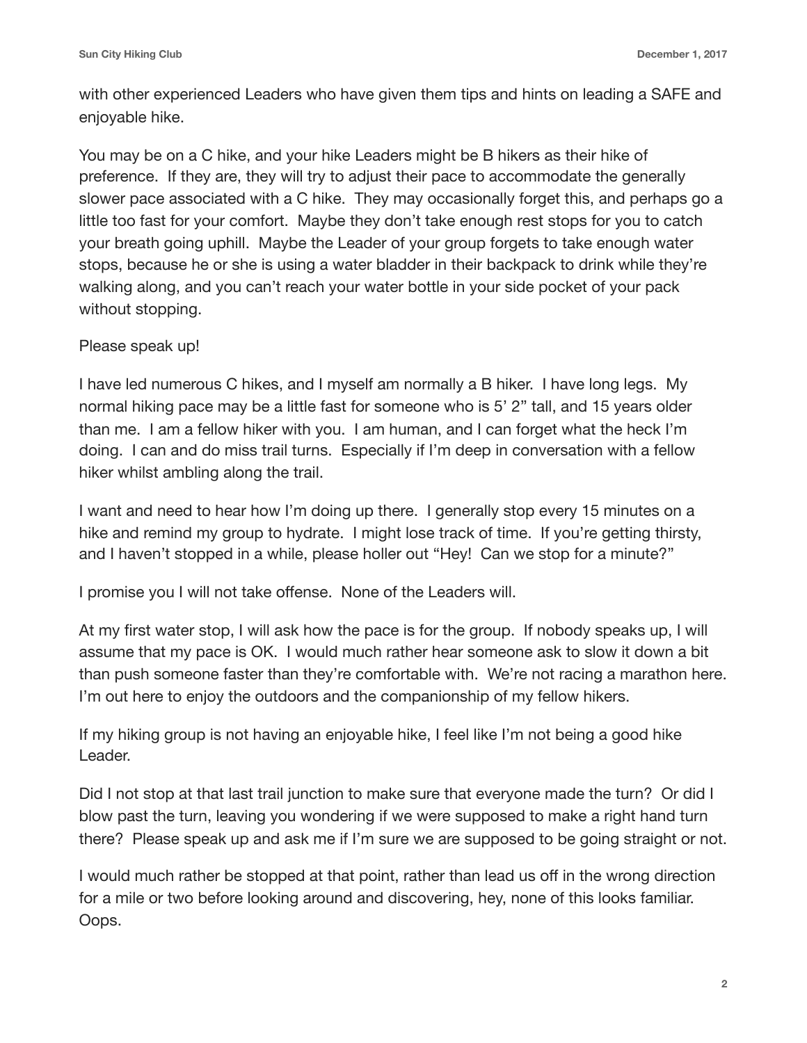with other experienced Leaders who have given them tips and hints on leading a SAFE and enjoyable hike.

You may be on a C hike, and your hike Leaders might be B hikers as their hike of preference. If they are, they will try to adjust their pace to accommodate the generally slower pace associated with a C hike. They may occasionally forget this, and perhaps go a little too fast for your comfort. Maybe they don't take enough rest stops for you to catch your breath going uphill. Maybe the Leader of your group forgets to take enough water stops, because he or she is using a water bladder in their backpack to drink while they're walking along, and you can't reach your water bottle in your side pocket of your pack without stopping.

Please speak up!

I have led numerous C hikes, and I myself am normally a B hiker. I have long legs. My normal hiking pace may be a little fast for someone who is 5' 2" tall, and 15 years older than me. I am a fellow hiker with you. I am human, and I can forget what the heck I'm doing. I can and do miss trail turns. Especially if I'm deep in conversation with a fellow hiker whilst ambling along the trail.

I want and need to hear how I'm doing up there. I generally stop every 15 minutes on a hike and remind my group to hydrate. I might lose track of time. If you're getting thirsty, and I haven't stopped in a while, please holler out "Hey! Can we stop for a minute?"

I promise you I will not take offense. None of the Leaders will.

At my first water stop, I will ask how the pace is for the group. If nobody speaks up, I will assume that my pace is OK. I would much rather hear someone ask to slow it down a bit than push someone faster than they're comfortable with. We're not racing a marathon here. I'm out here to enjoy the outdoors and the companionship of my fellow hikers.

If my hiking group is not having an enjoyable hike, I feel like I'm not being a good hike Leader.

Did I not stop at that last trail junction to make sure that everyone made the turn? Or did I blow past the turn, leaving you wondering if we were supposed to make a right hand turn there? Please speak up and ask me if I'm sure we are supposed to be going straight or not.

I would much rather be stopped at that point, rather than lead us off in the wrong direction for a mile or two before looking around and discovering, hey, none of this looks familiar. Oops.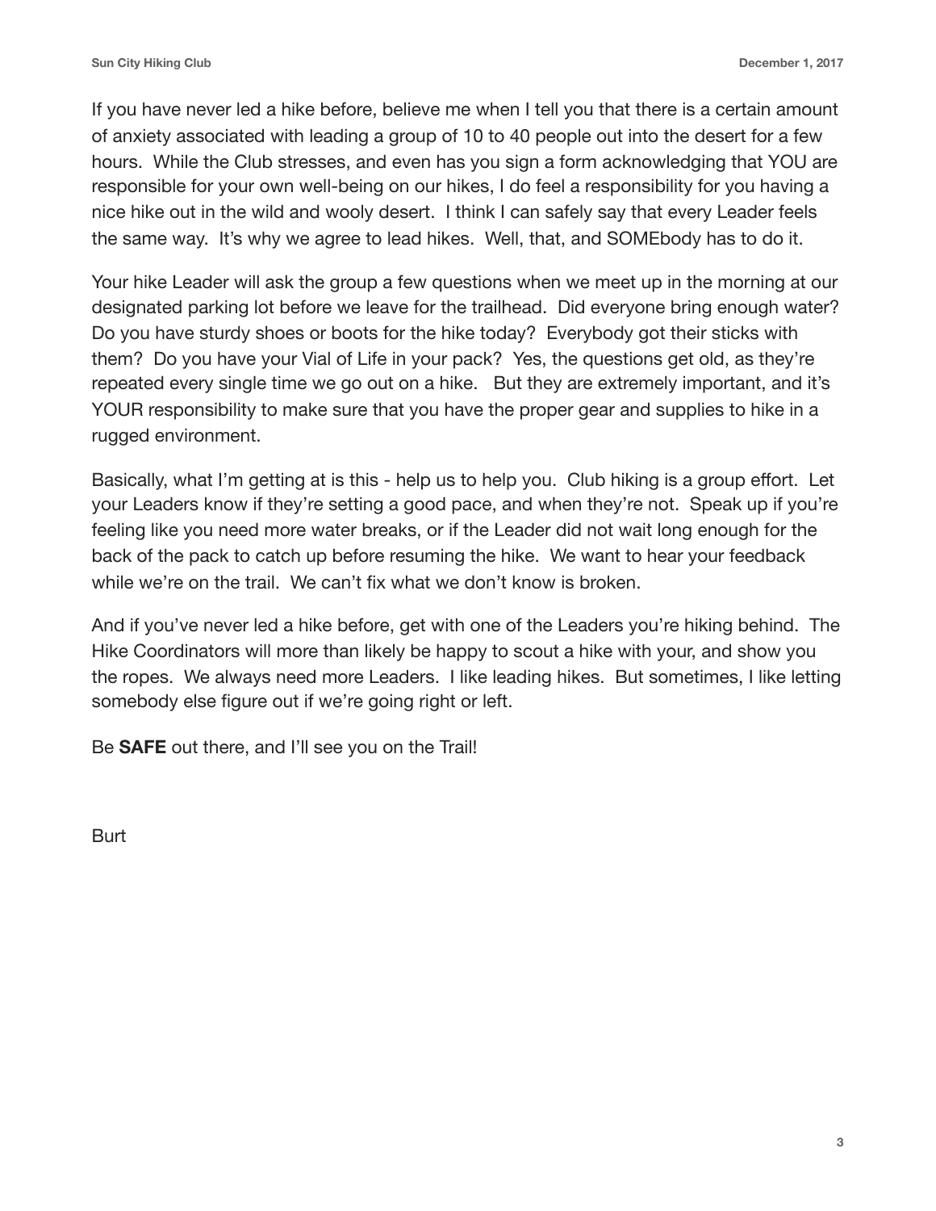If you have never led a hike before, believe me when I tell you that there is a certain amount of anxiety associated with leading a group of 10 to 40 people out into the desert for a few hours. While the Club stresses, and even has you sign a form acknowledging that YOU are responsible for your own well-being on our hikes, I do feel a responsibility for you having a nice hike out in the wild and wooly desert. I think I can safely say that every Leader feels the same way. It's why we agree to lead hikes. Well, that, and SOMEbody has to do it.

Your hike Leader will ask the group a few questions when we meet up in the morning at our designated parking lot before we leave for the trailhead. Did everyone bring enough water? Do you have sturdy shoes or boots for the hike today? Everybody got their sticks with them? Do you have your Vial of Life in your pack? Yes, the questions get old, as they're repeated every single time we go out on a hike. But they are extremely important, and it's YOUR responsibility to make sure that you have the proper gear and supplies to hike in a rugged environment.

Basically, what I'm getting at is this - help us to help you. Club hiking is a group effort. Let your Leaders know if they're setting a good pace, and when they're not. Speak up if you're feeling like you need more water breaks, or if the Leader did not wait long enough for the back of the pack to catch up before resuming the hike. We want to hear your feedback while we're on the trail. We can't fix what we don't know is broken.

And if you've never led a hike before, get with one of the Leaders you're hiking behind. The Hike Coordinators will more than likely be happy to scout a hike with your, and show you the ropes. We always need more Leaders. I like leading hikes. But sometimes, I like letting somebody else figure out if we're going right or left.

Be **SAFE** out there, and I'll see you on the Trail!

Burt